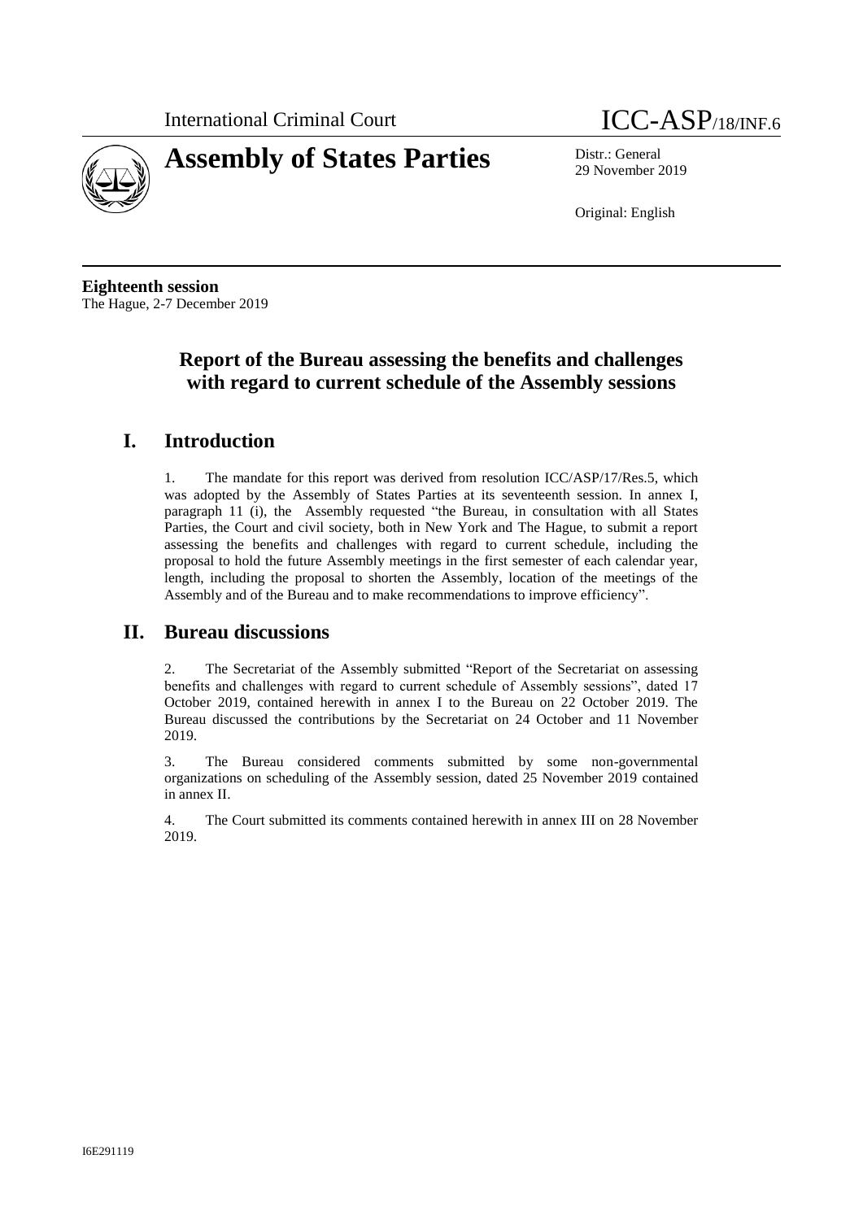International Criminal Court

ICC-ASP/18/INF.6

# Assembly of States Parties

Distr.: General
29 November 2019

Original: English

**Eighteenth session**
The Hague, 2-7 December 2019

## Report of the Bureau assessing the benefits and challenges with regard to current schedule of the Assembly sessions

## I. Introduction

1. The mandate for this report was derived from resolution ICC/ASP/17/Res.5, which was adopted by the Assembly of States Parties at its seventeenth session. In annex I, paragraph 11 (i), the Assembly requested "the Bureau, in consultation with all States Parties, the Court and civil society, both in New York and The Hague, to submit a report assessing the benefits and challenges with regard to current schedule, including the proposal to hold the future Assembly meetings in the first semester of each calendar year, length, including the proposal to shorten the Assembly, location of the meetings of the Assembly and of the Bureau and to make recommendations to improve efficiency".

## II. Bureau discussions

2. The Secretariat of the Assembly submitted "Report of the Secretariat on assessing benefits and challenges with regard to current schedule of Assembly sessions", dated 17 October 2019, contained herewith in annex I to the Bureau on 22 October 2019. The Bureau discussed the contributions by the Secretariat on 24 October and 11 November 2019.

3. The Bureau considered comments submitted by some non-governmental organizations on scheduling of the Assembly session, dated 25 November 2019 contained in annex II.

4. The Court submitted its comments contained herewith in annex III on 28 November 2019.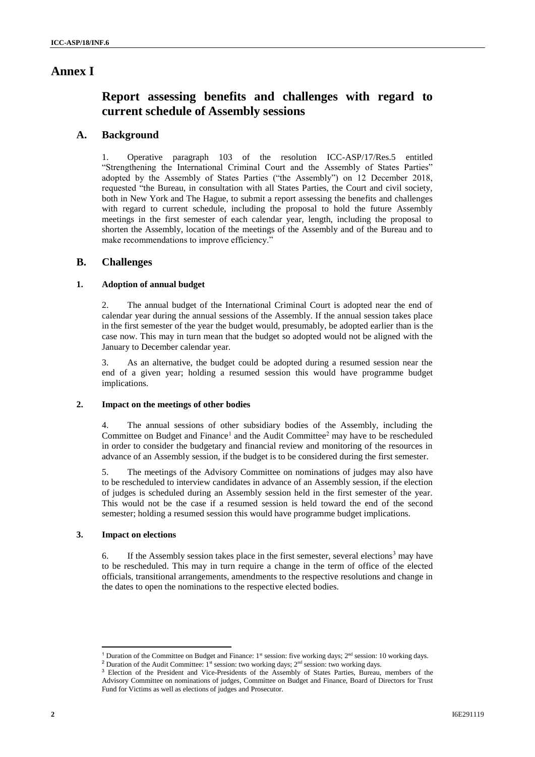# Annex I

## Report assessing benefits and challenges with regard to current schedule of Assembly sessions

### A. Background

1. Operative paragraph 103 of the resolution ICC-ASP/17/Res.5 entitled "Strengthening the International Criminal Court and the Assembly of States Parties" adopted by the Assembly of States Parties ("the Assembly") on 12 December 2018, requested "the Bureau, in consultation with all States Parties, the Court and civil society, both in New York and The Hague, to submit a report assessing the benefits and challenges with regard to current schedule, including the proposal to hold the future Assembly meetings in the first semester of each calendar year, length, including the proposal to shorten the Assembly, location of the meetings of the Assembly and of the Bureau and to make recommendations to improve efficiency."

### B. Challenges

#### 1. Adoption of annual budget

2. The annual budget of the International Criminal Court is adopted near the end of calendar year during the annual sessions of the Assembly. If the annual session takes place in the first semester of the year the budget would, presumably, be adopted earlier than is the case now. This may in turn mean that the budget so adopted would not be aligned with the January to December calendar year.

3. As an alternative, the budget could be adopted during a resumed session near the end of a given year; holding a resumed session this would have programme budget implications.

#### 2. Impact on the meetings of other bodies

4. The annual sessions of other subsidiary bodies of the Assembly, including the Committee on Budget and Finance[1] and the Audit Committee[2] may have to be rescheduled in order to consider the budgetary and financial review and monitoring of the resources in advance of an Assembly session, if the budget is to be considered during the first semester.

5. The meetings of the Advisory Committee on nominations of judges may also have to be rescheduled to interview candidates in advance of an Assembly session, if the election of judges is scheduled during an Assembly session held in the first semester of the year. This would not be the case if a resumed session is held toward the end of the second semester; holding a resumed session this would have programme budget implications.

#### 3. Impact on elections

6. If the Assembly session takes place in the first semester, several elections[3] may have to be rescheduled. This may in turn require a change in the term of office of the elected officials, transitional arrangements, amendments to the respective resolutions and change in the dates to open the nominations to the respective elected bodies.

---

[1] Duration of the Committee on Budget and Finance: 1st session: five working days; 2nd session: 10 working days.

[2] Duration of the Audit Committee: 1st session: two working days; 2nd session: two working days.

[3] Election of the President and Vice-Presidents of the Assembly of States Parties, Bureau, members of the Advisory Committee on nominations of judges, Committee on Budget and Finance, Board of Directors for Trust Fund for Victims as well as elections of judges and Prosecutor.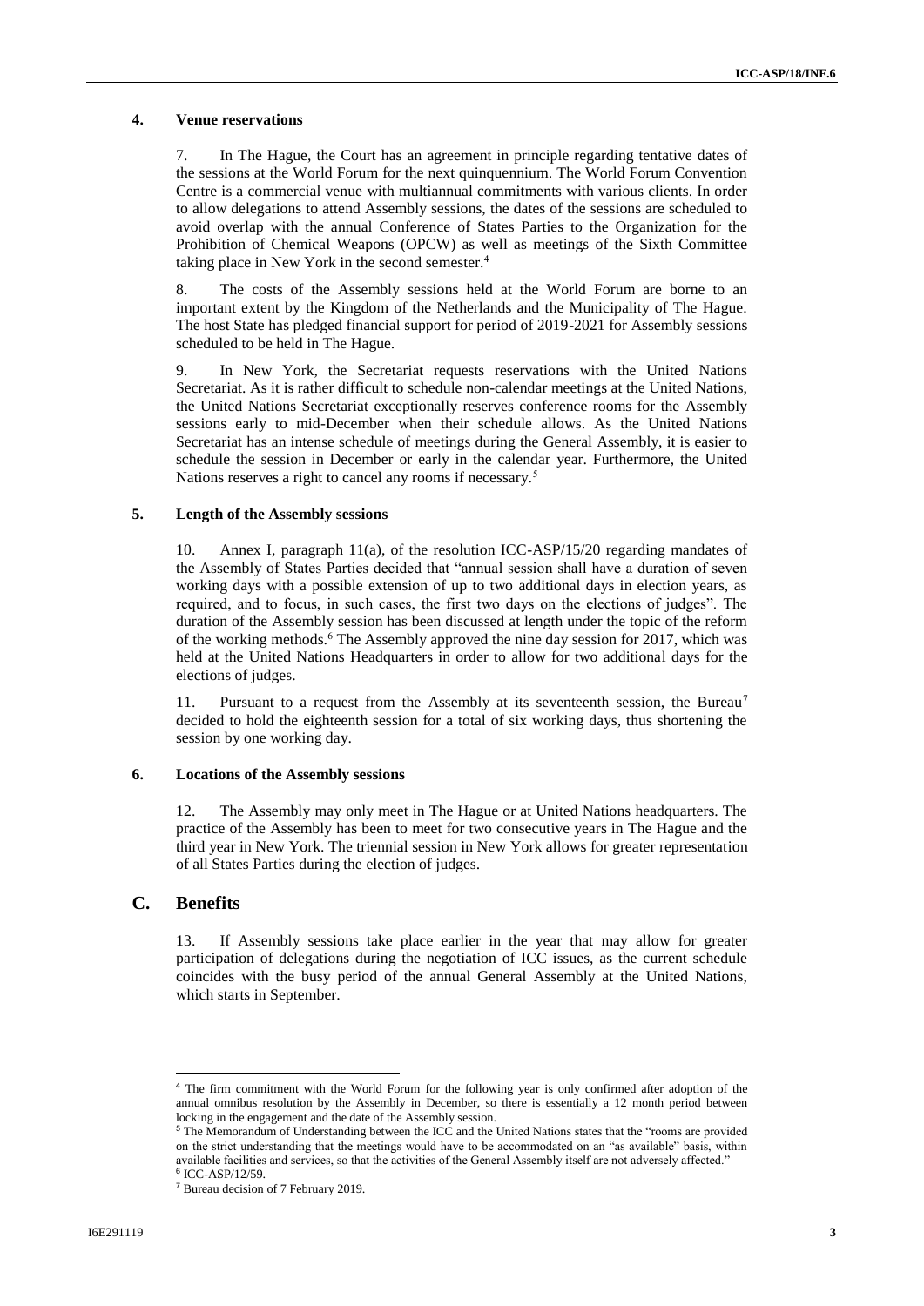### 4. Venue reservations

7. In The Hague, the Court has an agreement in principle regarding tentative dates of the sessions at the World Forum for the next quinquennium. The World Forum Convention Centre is a commercial venue with multiannual commitments with various clients. In order to allow delegations to attend Assembly sessions, the dates of the sessions are scheduled to avoid overlap with the annual Conference of States Parties to the Organization for the Prohibition of Chemical Weapons (OPCW) as well as meetings of the Sixth Committee taking place in New York in the second semester.[4]

8. The costs of the Assembly sessions held at the World Forum are borne to an important extent by the Kingdom of the Netherlands and the Municipality of The Hague. The host State has pledged financial support for period of 2019-2021 for Assembly sessions scheduled to be held in The Hague.

9. In New York, the Secretariat requests reservations with the United Nations Secretariat. As it is rather difficult to schedule non-calendar meetings at the United Nations, the United Nations Secretariat exceptionally reserves conference rooms for the Assembly sessions early to mid-December when their schedule allows. As the United Nations Secretariat has an intense schedule of meetings during the General Assembly, it is easier to schedule the session in December or early in the calendar year. Furthermore, the United Nations reserves a right to cancel any rooms if necessary.[5]

### 5. Length of the Assembly sessions

10. Annex I, paragraph 11(a), of the resolution ICC-ASP/15/20 regarding mandates of the Assembly of States Parties decided that "annual session shall have a duration of seven working days with a possible extension of up to two additional days in election years, as required, and to focus, in such cases, the first two days on the elections of judges". The duration of the Assembly session has been discussed at length under the topic of the reform of the working methods.[6] The Assembly approved the nine day session for 2017, which was held at the United Nations Headquarters in order to allow for two additional days for the elections of judges.

11. Pursuant to a request from the Assembly at its seventeenth session, the Bureau[7] decided to hold the eighteenth session for a total of six working days, thus shortening the session by one working day.

### 6. Locations of the Assembly sessions

12. The Assembly may only meet in The Hague or at United Nations headquarters. The practice of the Assembly has been to meet for two consecutive years in The Hague and the third year in New York. The triennial session in New York allows for greater representation of all States Parties during the election of judges.

## C. Benefits

13. If Assembly sessions take place earlier in the year that may allow for greater participation of delegations during the negotiation of ICC issues, as the current schedule coincides with the busy period of the annual General Assembly at the United Nations, which starts in September.

---

[4] The firm commitment with the World Forum for the following year is only confirmed after adoption of the annual omnibus resolution by the Assembly in December, so there is essentially a 12 month period between locking in the engagement and the date of the Assembly session.

[5] The Memorandum of Understanding between the ICC and the United Nations states that the "rooms are provided on the strict understanding that the meetings would have to be accommodated on an "as available" basis, within available facilities and services, so that the activities of the General Assembly itself are not adversely affected."

[6] ICC-ASP/12/59.

[7] Bureau decision of 7 February 2019.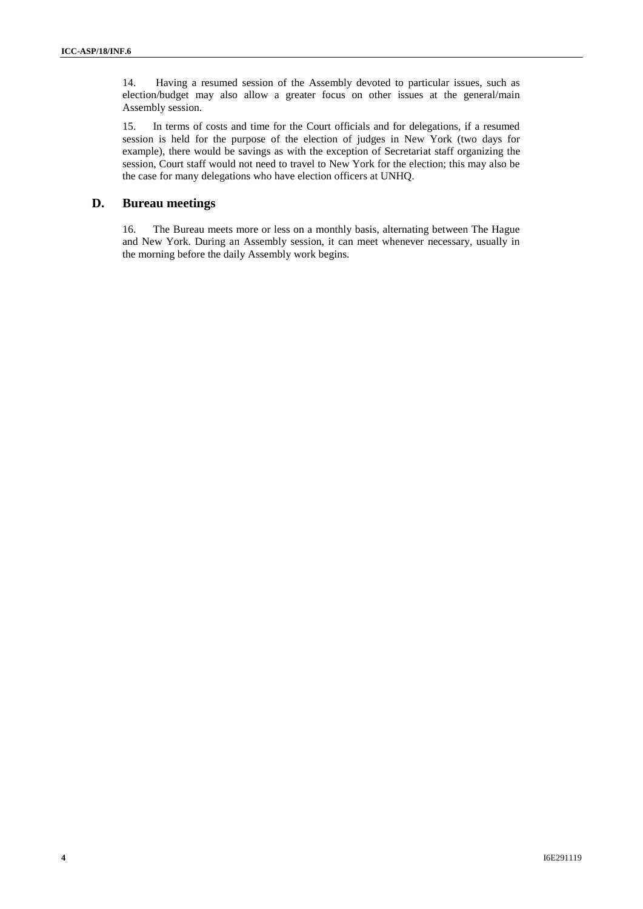14. Having a resumed session of the Assembly devoted to particular issues, such as election/budget may also allow a greater focus on other issues at the general/main Assembly session.

15. In terms of costs and time for the Court officials and for delegations, if a resumed session is held for the purpose of the election of judges in New York (two days for example), there would be savings as with the exception of Secretariat staff organizing the session, Court staff would not need to travel to New York for the election; this may also be the case for many delegations who have election officers at UNHQ.

## D. Bureau meetings

16. The Bureau meets more or less on a monthly basis, alternating between The Hague and New York. During an Assembly session, it can meet whenever necessary, usually in the morning before the daily Assembly work begins.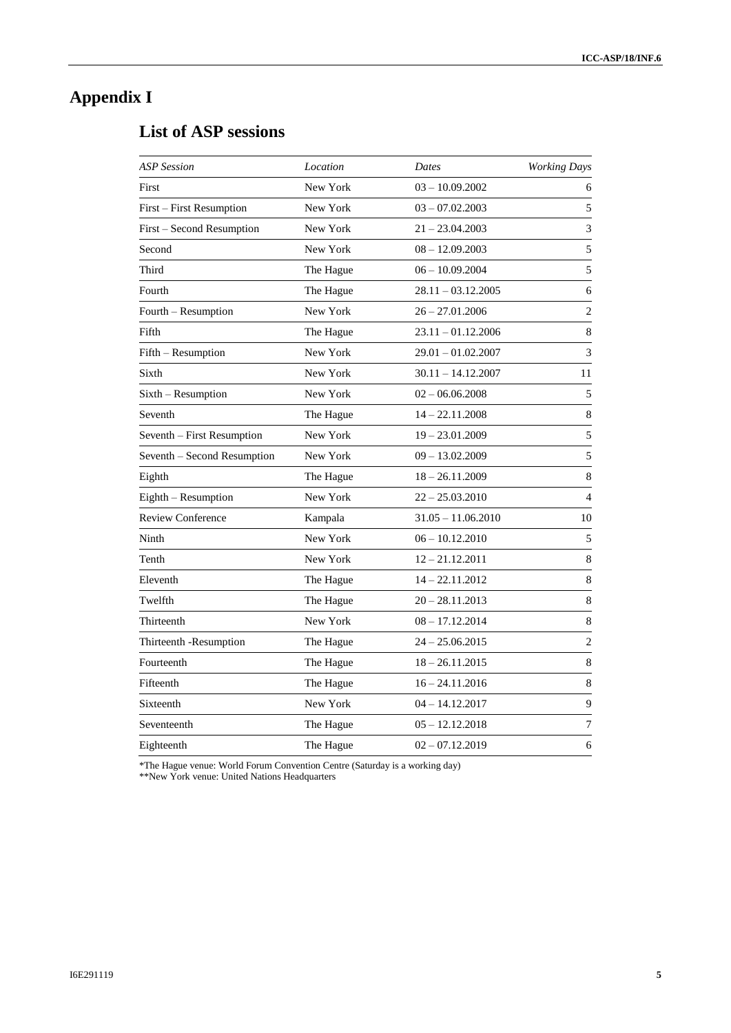# Appendix I

## List of ASP sessions

| *ASP Session* | *Location* | *Dates* | *Working Days* |
|---|---|---|---|
| First | New York | 03 – 10.09.2002 | 6 |
| First – First Resumption | New York | 03 – 07.02.2003 | 5 |
| First – Second Resumption | New York | 21 – 23.04.2003 | 3 |
| Second | New York | 08 – 12.09.2003 | 5 |
| Third | The Hague | 06 – 10.09.2004 | 5 |
| Fourth | The Hague | 28.11 – 03.12.2005 | 6 |
| Fourth – Resumption | New York | 26 – 27.01.2006 | 2 |
| Fifth | The Hague | 23.11 – 01.12.2006 | 8 |
| Fifth – Resumption | New York | 29.01 – 01.02.2007 | 3 |
| Sixth | New York | 30.11 – 14.12.2007 | 11 |
| Sixth – Resumption | New York | 02 – 06.06.2008 | 5 |
| Seventh | The Hague | 14 – 22.11.2008 | 8 |
| Seventh – First Resumption | New York | 19 – 23.01.2009 | 5 |
| Seventh – Second Resumption | New York | 09 – 13.02.2009 | 5 |
| Eighth | The Hague | 18 – 26.11.2009 | 8 |
| Eighth – Resumption | New York | 22 – 25.03.2010 | 4 |
| Review Conference | Kampala | 31.05 – 11.06.2010 | 10 |
| Ninth | New York | 06 – 10.12.2010 | 5 |
| Tenth | New York | 12 – 21.12.2011 | 8 |
| Eleventh | The Hague | 14 – 22.11.2012 | 8 |
| Twelfth | The Hague | 20 – 28.11.2013 | 8 |
| Thirteenth | New York | 08 – 17.12.2014 | 8 |
| Thirteenth -Resumption | The Hague | 24 – 25.06.2015 | 2 |
| Fourteenth | The Hague | 18 – 26.11.2015 | 8 |
| Fifteenth | The Hague | 16 – 24.11.2016 | 8 |
| Sixteenth | New York | 04 – 14.12.2017 | 9 |
| Seventeenth | The Hague | 05 – 12.12.2018 | 7 |
| Eighteenth | The Hague | 02 – 07.12.2019 | 6 |

*The Hague venue: World Forum Convention Centre (Saturday is a working day)
**New York venue: United Nations Headquarters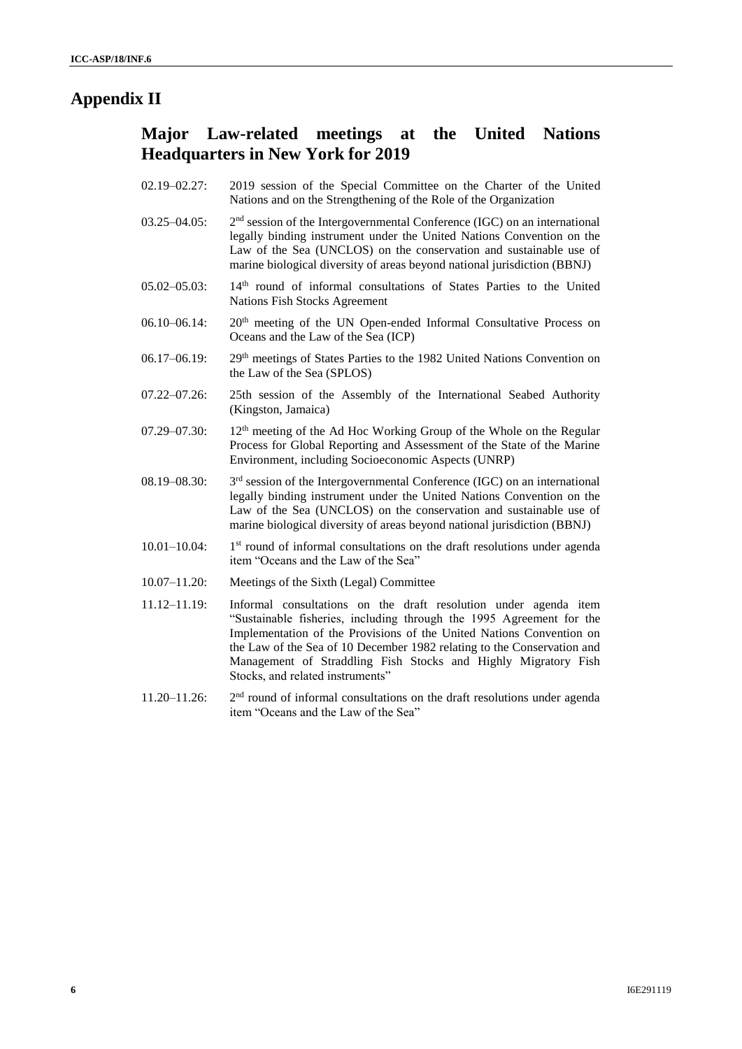# Appendix II

## Major Law-related meetings at the United Nations Headquarters in New York for 2019

02.19–02.27: 2019 session of the Special Committee on the Charter of the United Nations and on the Strengthening of the Role of the Organization

03.25–04.05: 2nd session of the Intergovernmental Conference (IGC) on an international legally binding instrument under the United Nations Convention on the Law of the Sea (UNCLOS) on the conservation and sustainable use of marine biological diversity of areas beyond national jurisdiction (BBNJ)

05.02–05.03: 14th round of informal consultations of States Parties to the United Nations Fish Stocks Agreement

06.10–06.14: 20th meeting of the UN Open-ended Informal Consultative Process on Oceans and the Law of the Sea (ICP)

06.17–06.19: 29th meetings of States Parties to the 1982 United Nations Convention on the Law of the Sea (SPLOS)

07.22–07.26: 25th session of the Assembly of the International Seabed Authority (Kingston, Jamaica)

07.29–07.30: 12th meeting of the Ad Hoc Working Group of the Whole on the Regular Process for Global Reporting and Assessment of the State of the Marine Environment, including Socioeconomic Aspects (UNRP)

08.19–08.30: 3rd session of the Intergovernmental Conference (IGC) on an international legally binding instrument under the United Nations Convention on the Law of the Sea (UNCLOS) on the conservation and sustainable use of marine biological diversity of areas beyond national jurisdiction (BBNJ)

10.01–10.04: 1st round of informal consultations on the draft resolutions under agenda item "Oceans and the Law of the Sea"

10.07–11.20: Meetings of the Sixth (Legal) Committee

11.12–11.19: Informal consultations on the draft resolution under agenda item "Sustainable fisheries, including through the 1995 Agreement for the Implementation of the Provisions of the United Nations Convention on the Law of the Sea of 10 December 1982 relating to the Conservation and Management of Straddling Fish Stocks and Highly Migratory Fish Stocks, and related instruments"

11.20–11.26: 2nd round of informal consultations on the draft resolutions under agenda item "Oceans and the Law of the Sea"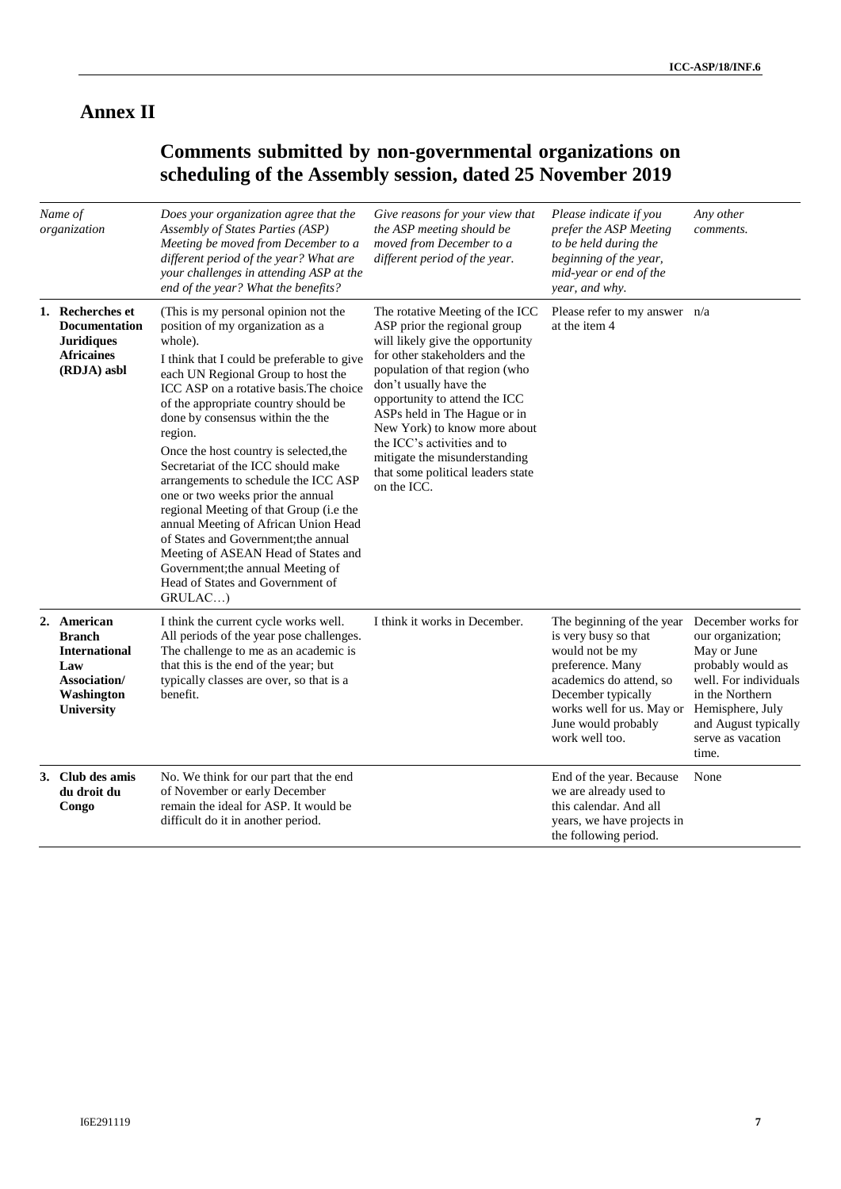# Annex II

## Comments submitted by non-governmental organizations on scheduling of the Assembly session, dated 25 November 2019

| *Name of organization* | *Does your organization agree that the Assembly of States Parties (ASP) Meeting be moved from December to a different period of the year? What are your challenges in attending ASP at the end of the year? What the benefits?* | *Give reasons for your view that the ASP meeting should be moved from December to a different period of the year.* | *Please indicate if you prefer the ASP Meeting to be held during the beginning of the year, mid-year or end of the year, and why.* | *Any other comments.* |
|---|---|---|---|---|
| **1. Recherches et Documentation Juridiques Africaines (RDJA) asbl** | (This is my personal opinion not the position of my organization as a whole).<br>I think that I could be preferable to give each UN Regional Group to host the ICC ASP on a rotative basis.The choice of the appropriate country should be done by consensus within the the region.<br>Once the host country is selected,the Secretariat of the ICC should make arrangements to schedule the ICC ASP one or two weeks prior the annual regional Meeting of that Group (i.e the annual Meeting of African Union Head of States and Government;the annual Meeting of ASEAN Head of States and Government;the annual Meeting of Head of States and Government of GRULAC…) | The rotative Meeting of the ICC ASP prior the regional group will likely give the opportunity for other stakeholders and the population of that region (who don't usually have the opportunity to attend the ICC ASPs held in The Hague or in New York) to know more about the ICC's activities and to mitigate the misunderstanding that some political leaders state on the ICC. | Please refer to my answer at the item 4 | n/a |
| **2. American Branch International Law Association/ Washington University** | I think the current cycle works well. All periods of the year pose challenges. The challenge to me as an academic is that this is the end of the year; but typically classes are over, so that is a benefit. | I think it works in December. | The beginning of the year is very busy so that would not be my preference. Many academics do attend, so December typically works well for us. May or June would probably work well too. | December works for our organization; May or June probably would as well. For individuals in the Northern Hemisphere, July and August typically serve as vacation time. |
| **3. Club des amis du droit du Congo** | No. We think for our part that the end of November or early December remain the ideal for ASP. It would be difficult do it in another period. | | End of the year. Because we are already used to this calendar. And all years, we have projects in the following period. | None |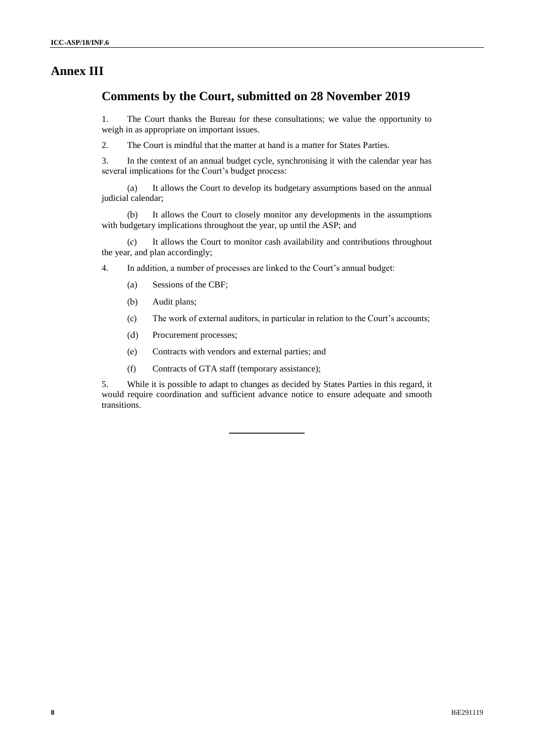# Annex III

## Comments by the Court, submitted on 28 November 2019

1. The Court thanks the Bureau for these consultations; we value the opportunity to weigh in as appropriate on important issues.

2. The Court is mindful that the matter at hand is a matter for States Parties.

3. In the context of an annual budget cycle, synchronising it with the calendar year has several implications for the Court's budget process:

   (a) It allows the Court to develop its budgetary assumptions based on the annual judicial calendar;

   (b) It allows the Court to closely monitor any developments in the assumptions with budgetary implications throughout the year, up until the ASP; and

   (c) It allows the Court to monitor cash availability and contributions throughout the year, and plan accordingly;

4. In addition, a number of processes are linked to the Court's annual budget:

   (a) Sessions of the CBF;

   (b) Audit plans;

   (c) The work of external auditors, in particular in relation to the Court's accounts;

   (d) Procurement processes;

   (e) Contracts with vendors and external parties; and

   (f) Contracts of GTA staff (temporary assistance);

5. While it is possible to adapt to changes as decided by States Parties in this regard, it would require coordination and sufficient advance notice to ensure adequate and smooth transitions.

---